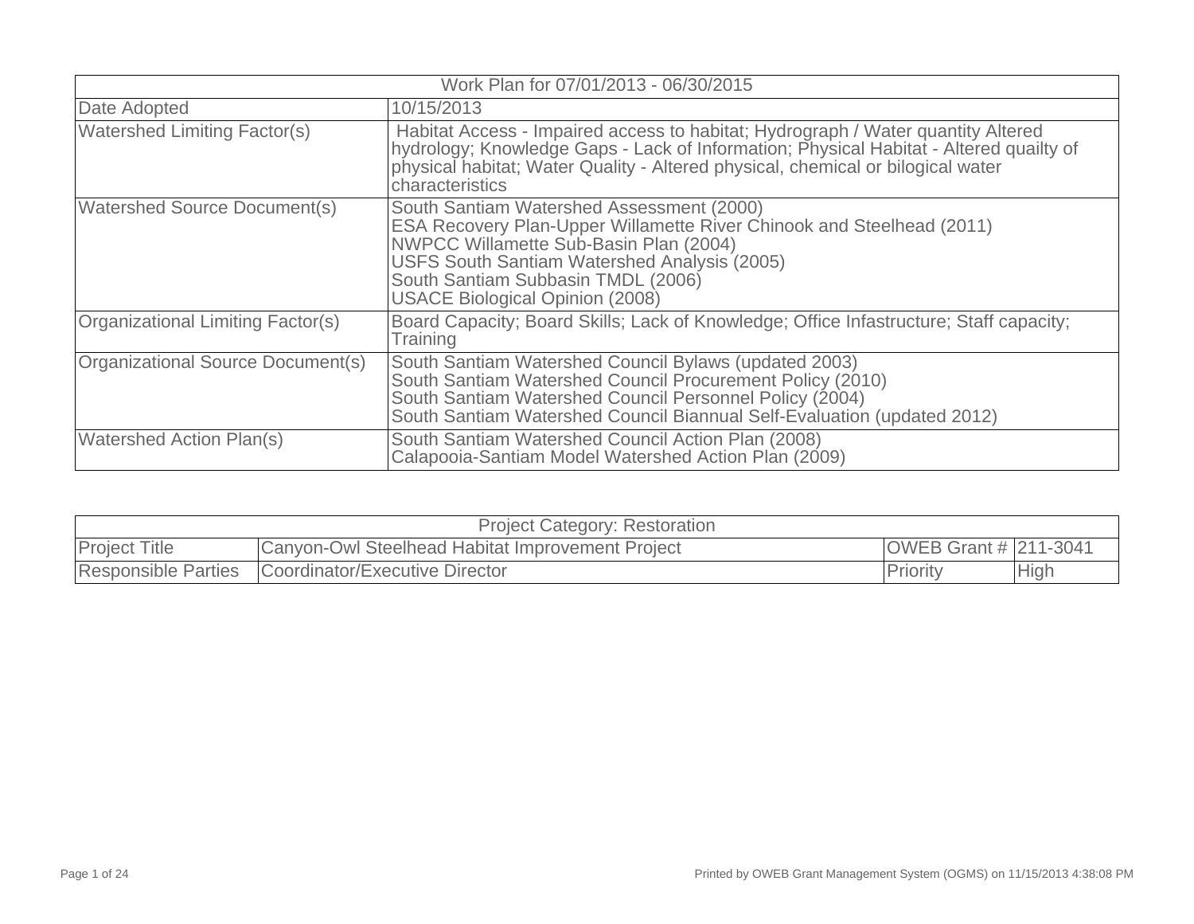| Work Plan for 07/01/2013 - 06/30/2015 | |
|---|---|
| Date Adopted | 10/15/2013 |
| Watershed Limiting Factor(s) | Habitat Access - Impaired access to habitat; Hydrograph / Water quantity Altered hydrology; Knowledge Gaps - Lack of Information; Physical Habitat - Altered quailty of physical habitat; Water Quality - Altered physical, chemical or bilogical water characteristics |
| Watershed Source Document(s) | South Santiam Watershed Assessment (2000)<br>ESA Recovery Plan-Upper Willamette River Chinook and Steelhead (2011)<br>NWPCC Willamette Sub-Basin Plan (2004)<br>USFS South Santiam Watershed Analysis (2005)<br>South Santiam Subbasin TMDL (2006)<br>USACE Biological Opinion (2008) |
| Organizational Limiting Factor(s) | Board Capacity; Board Skills; Lack of Knowledge; Office Infastructure; Staff capacity; Training |
| Organizational Source Document(s) | South Santiam Watershed Council Bylaws (updated 2003)<br>South Santiam Watershed Council Procurement Policy (2010)<br>South Santiam Watershed Council Personnel Policy (2004)<br>South Santiam Watershed Council Biannual Self-Evaluation (updated 2012) |
| Watershed Action Plan(s) | South Santiam Watershed Council Action Plan (2008)<br>Calapooia-Santiam Model Watershed Action Plan (2009) |

| Project Category: Restoration | | | |
|---|---|---|---|
| Project Title | Canyon-Owl Steelhead Habitat Improvement Project | OWEB Grant # | 211-3041 |
| Responsible Parties | Coordinator/Executive Director | Priority | High |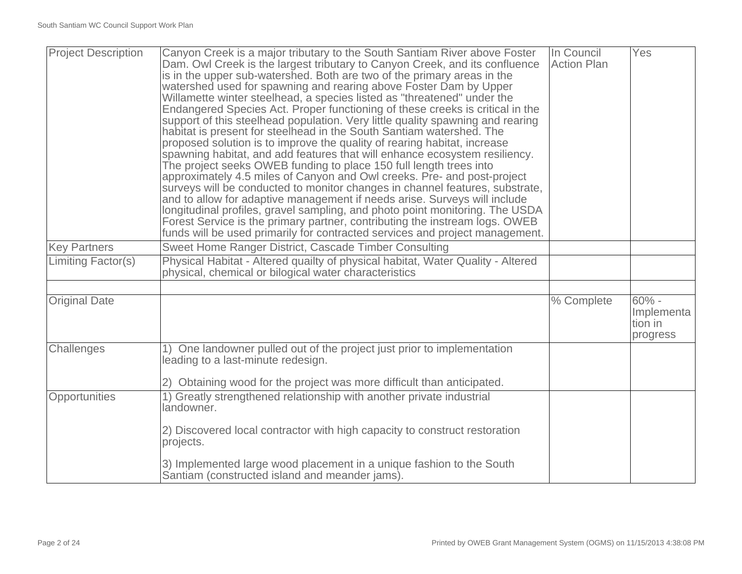| Project Description | Canyon Creek is a major tributary to the South Santiam River above Foster Dam. Owl Creek is the largest tributary to Canyon Creek, and its confluence is in the upper sub-watershed. Both are two of the primary areas in the watershed used for spawning and rearing above Foster Dam by Upper Willamette winter steelhead, a species listed as "threatened" under the Endangered Species Act. Proper functioning of these creeks is critical in the support of this steelhead population. Very little quality spawning and rearing habitat is present for steelhead in the South Santiam watershed. The proposed solution is to improve the quality of rearing habitat, increase spawning habitat, and add features that will enhance ecosystem resiliency. The project seeks OWEB funding to place 150 full length trees into approximately 4.5 miles of Canyon and Owl creeks. Pre- and post-project surveys will be conducted to monitor changes in channel features, substrate, and to allow for adaptive management if needs arise. Surveys will include longitudinal profiles, gravel sampling, and photo point monitoring. The USDA Forest Service is the primary partner, contributing the instream logs. OWEB funds will be used primarily for contracted services and project management. | In Council Action Plan | Yes |
|---|---|---|---|
| Key Partners | Sweet Home Ranger District, Cascade Timber Consulting | | |
| Limiting Factor(s) | Physical Habitat - Altered quailty of physical habitat, Water Quality - Altered physical, chemical or bilogical water characteristics | | |
| | | | |
| Original Date | | % Complete | 60% - Implementation in progress |
| Challenges | 1) One landowner pulled out of the project just prior to implementation leading to a last-minute redesign.<br><br>2) Obtaining wood for the project was more difficult than anticipated. | | |
| Opportunities | 1) Greatly strengthened relationship with another private industrial landowner.<br><br>2) Discovered local contractor with high capacity to construct restoration projects.<br><br>3) Implemented large wood placement in a unique fashion to the South Santiam (constructed island and meander jams). | | |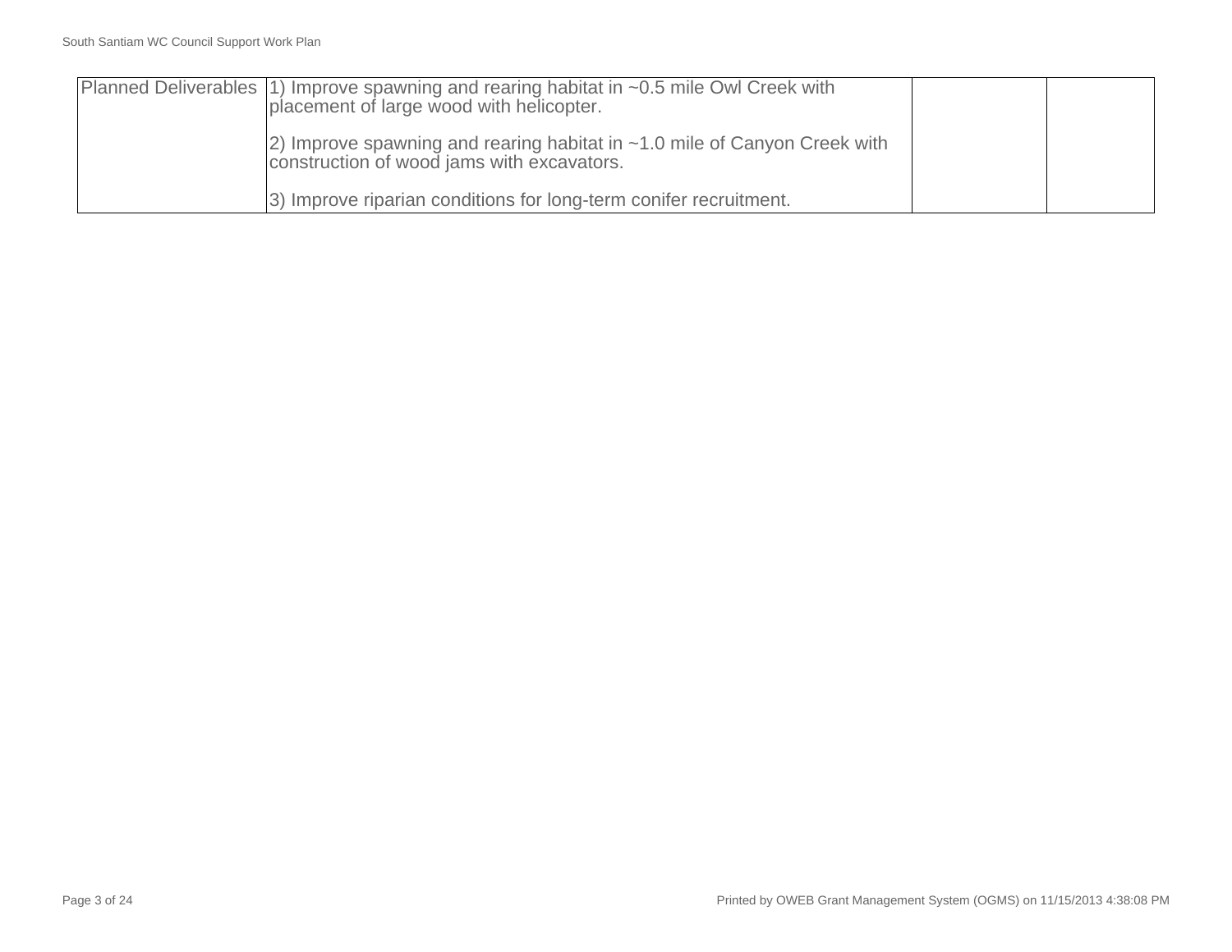| Planned Deliverables | 1) Improve spawning and rearing habitat in ~0.5 mile Owl Creek with placement of large wood with helicopter.<br><br>2) Improve spawning and rearing habitat in ~1.0 mile of Canyon Creek with construction of wood jams with excavators.<br><br>3) Improve riparian conditions for long-term conifer recruitment. | | |
|---|---|---|---|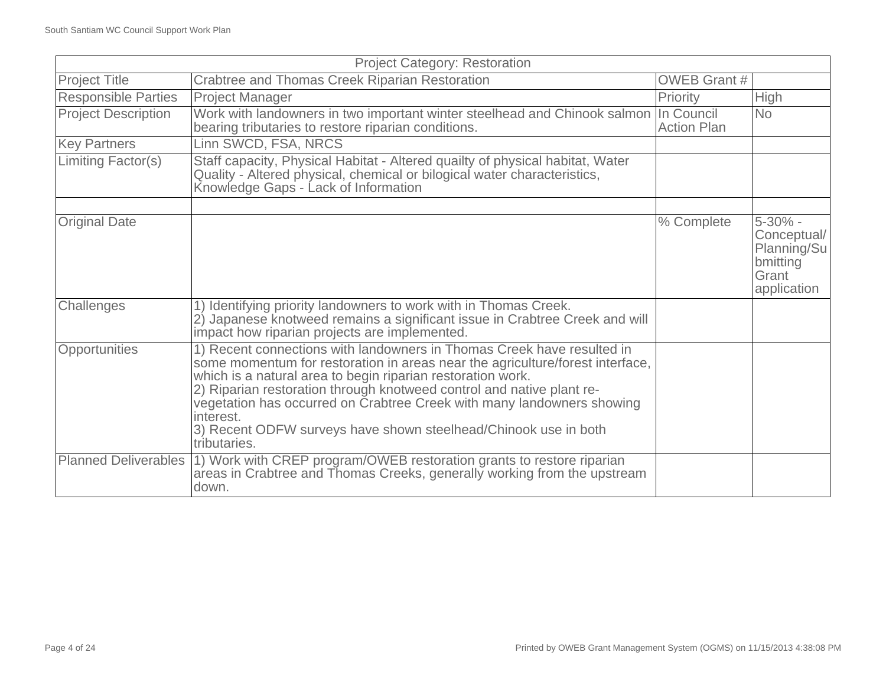| Project Category: Restoration | | | |
|---|---|---|---|
| Project Title | Crabtree and Thomas Creek Riparian Restoration | OWEB Grant # | |
| Responsible Parties | Project Manager | Priority | High |
| Project Description | Work with landowners in two important winter steelhead and Chinook salmon bearing tributaries to restore riparian conditions. | In Council Action Plan | No |
| Key Partners | Linn SWCD, FSA, NRCS | | |
| Limiting Factor(s) | Staff capacity, Physical Habitat - Altered quailty of physical habitat, Water Quality - Altered physical, chemical or bilogical water characteristics, Knowledge Gaps - Lack of Information | | |
| | | | |
| Original Date | | % Complete | 5-30% - Conceptual/Planning/Submitting Grant application |
| Challenges | 1) Identifying priority landowners to work with in Thomas Creek.<br>2) Japanese knotweed remains a significant issue in Crabtree Creek and will impact how riparian projects are implemented. | | |
| Opportunities | 1) Recent connections with landowners in Thomas Creek have resulted in some momentum for restoration in areas near the agriculture/forest interface, which is a natural area to begin riparian restoration work.<br>2) Riparian restoration through knotweed control and native plant re-vegetation has occurred on Crabtree Creek with many landowners showing interest.<br>3) Recent ODFW surveys have shown steelhead/Chinook use in both tributaries. | | |
| Planned Deliverables | 1) Work with CREP program/OWEB restoration grants to restore riparian areas in Crabtree and Thomas Creeks, generally working from the upstream down. | | |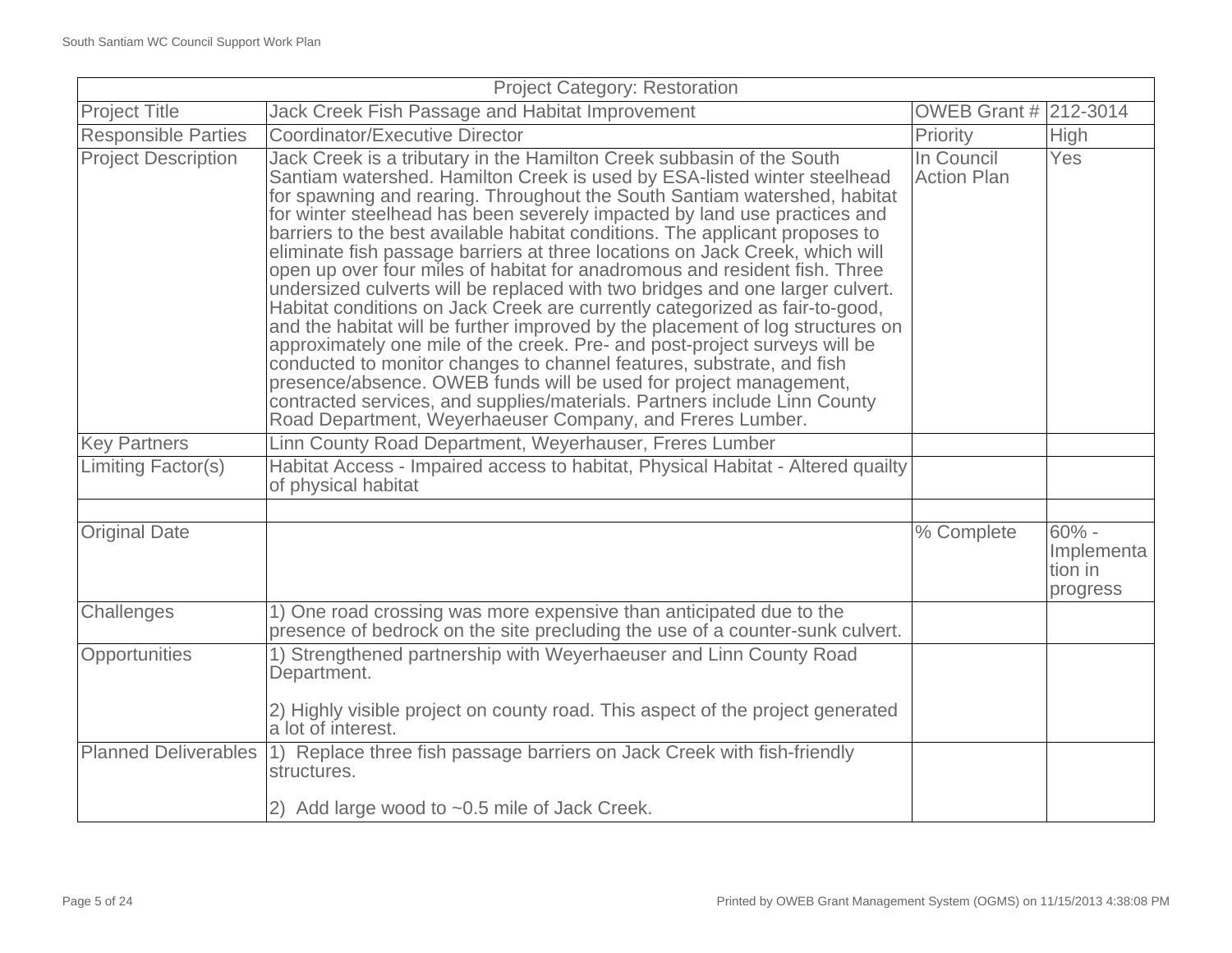| Project Category: Restoration | | | |
|---|---|---|---|
| Project Title | Jack Creek Fish Passage and Habitat Improvement | OWEB Grant # | 212-3014 |
| Responsible Parties | Coordinator/Executive Director | Priority | High |
| Project Description | Jack Creek is a tributary in the Hamilton Creek subbasin of the South Santiam watershed. Hamilton Creek is used by ESA-listed winter steelhead for spawning and rearing. Throughout the South Santiam watershed, habitat for winter steelhead has been severely impacted by land use practices and barriers to the best available habitat conditions. The applicant proposes to eliminate fish passage barriers at three locations on Jack Creek, which will open up over four miles of habitat for anadromous and resident fish. Three undersized culverts will be replaced with two bridges and one larger culvert. Habitat conditions on Jack Creek are currently categorized as fair-to-good, and the habitat will be further improved by the placement of log structures on approximately one mile of the creek. Pre- and post-project surveys will be conducted to monitor changes to channel features, substrate, and fish presence/absence. OWEB funds will be used for project management, contracted services, and supplies/materials. Partners include Linn County Road Department, Weyerhaeuser Company, and Freres Lumber. | In Council Action Plan | Yes |
| Key Partners | Linn County Road Department, Weyerhauser, Freres Lumber | | |
| Limiting Factor(s) | Habitat Access - Impaired access to habitat, Physical Habitat - Altered quailty of physical habitat | | |
| | | | |
| Original Date | | % Complete | 60% - Implementation in progress |
| Challenges | 1) One road crossing was more expensive than anticipated due to the presence of bedrock on the site precluding the use of a counter-sunk culvert. | | |
| Opportunities | 1) Strengthened partnership with Weyerhaeuser and Linn County Road Department.<br><br>2) Highly visible project on county road. This aspect of the project generated a lot of interest. | | |
| Planned Deliverables | 1) Replace three fish passage barriers on Jack Creek with fish-friendly structures.<br><br>2) Add large wood to ~0.5 mile of Jack Creek. | | |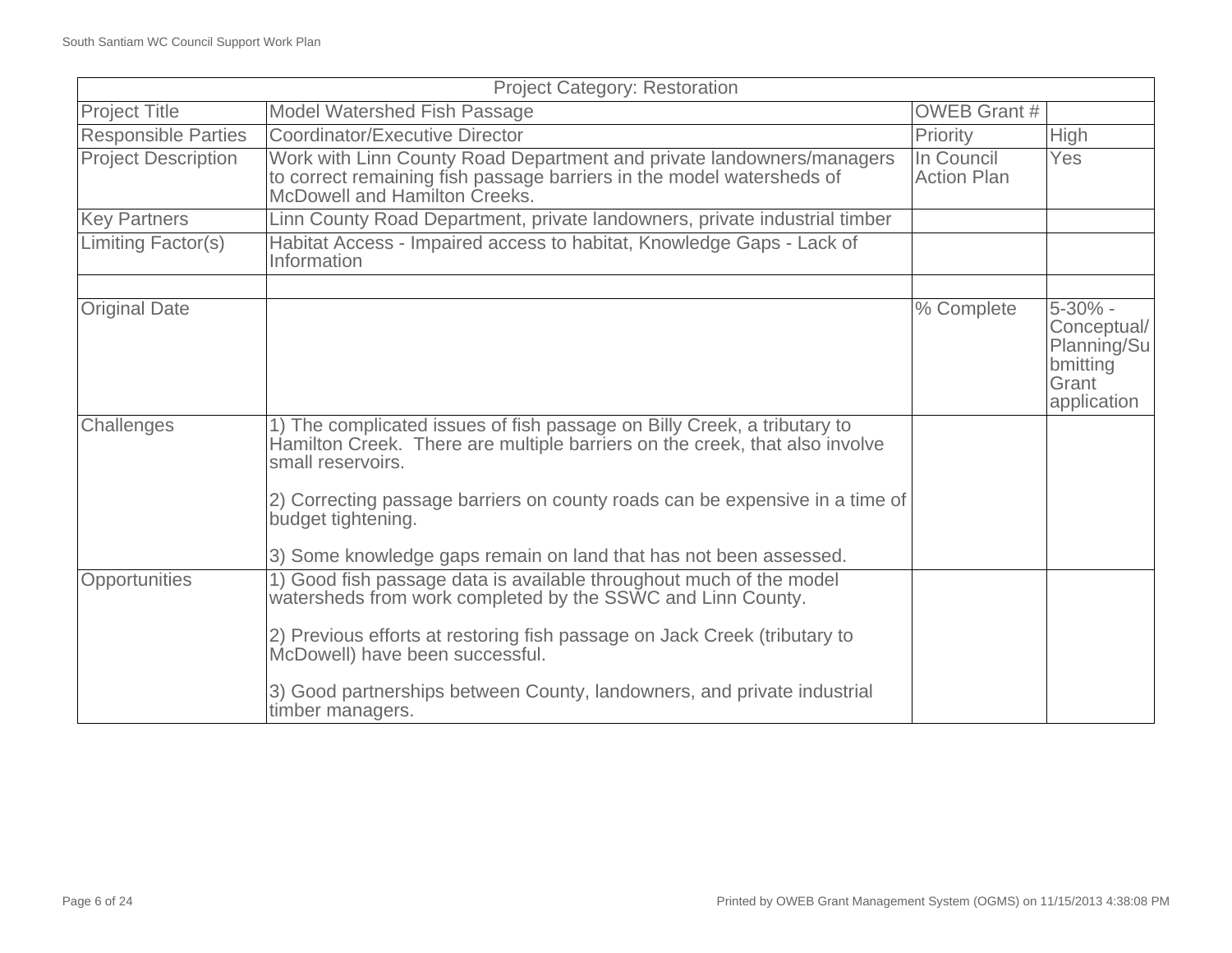| Project Category: Restoration | | | |
|---|---|---|---|
| Project Title | Model Watershed Fish Passage | OWEB Grant # | |
| Responsible Parties | Coordinator/Executive Director | Priority | High |
| Project Description | Work with Linn County Road Department and private landowners/managers to correct remaining fish passage barriers in the model watersheds of McDowell and Hamilton Creeks. | In Council Action Plan | Yes |
| Key Partners | Linn County Road Department, private landowners, private industrial timber | | |
| Limiting Factor(s) | Habitat Access - Impaired access to habitat, Knowledge Gaps - Lack of Information | | |
| | | | |
| Original Date | | % Complete | 5-30% - Conceptual/ Planning/Submitting Grant application |
| Challenges | 1) The complicated issues of fish passage on Billy Creek, a tributary to Hamilton Creek. There are multiple barriers on the creek, that also involve small reservoirs.<br><br>2) Correcting passage barriers on county roads can be expensive in a time of budget tightening.<br><br>3) Some knowledge gaps remain on land that has not been assessed. | | |
| Opportunities | 1) Good fish passage data is available throughout much of the model watersheds from work completed by the SSWC and Linn County.<br><br>2) Previous efforts at restoring fish passage on Jack Creek (tributary to McDowell) have been successful.<br><br>3) Good partnerships between County, landowners, and private industrial timber managers. | | |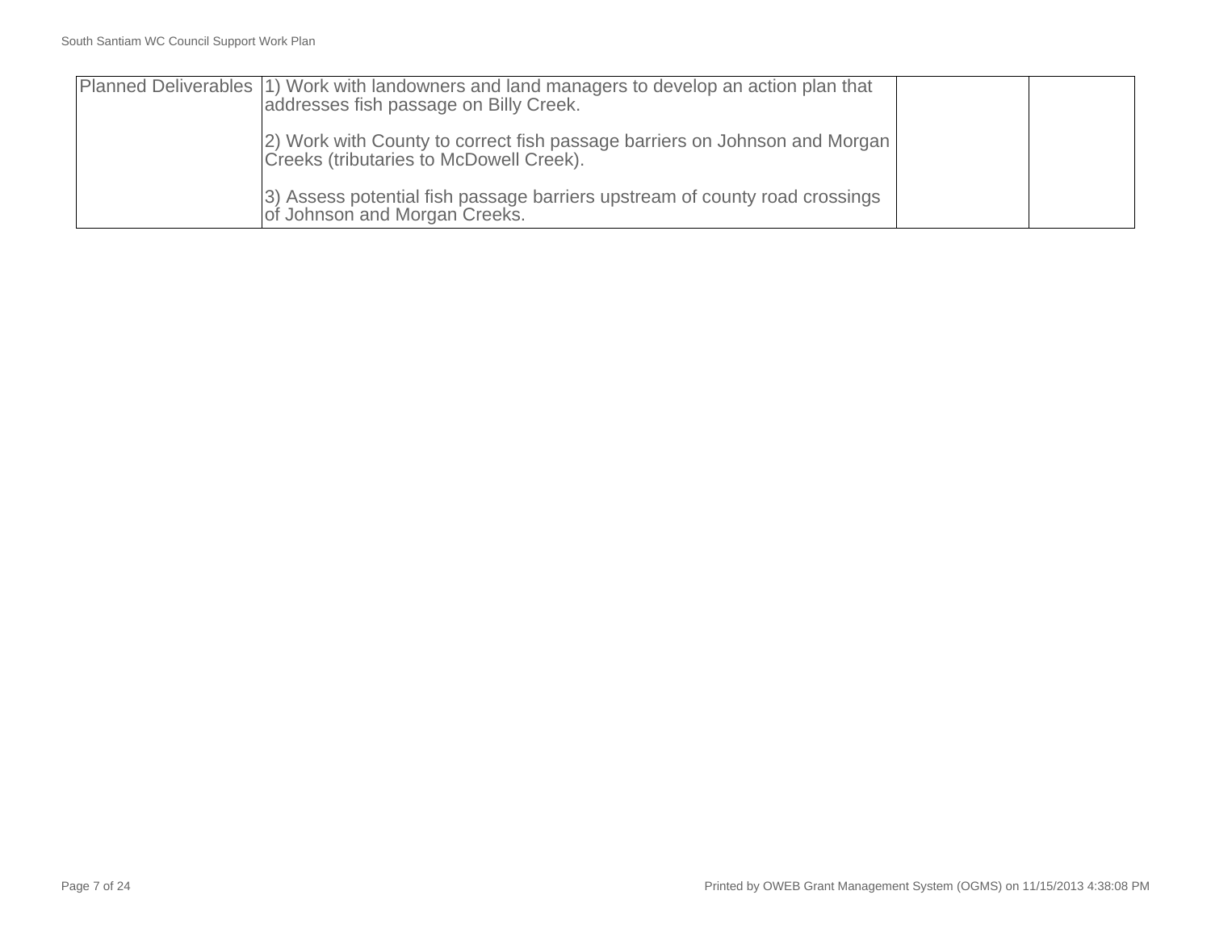| Planned Deliverables | 1) Work with landowners and land managers to develop an action plan that addresses fish passage on Billy Creek.<br><br>2) Work with County to correct fish passage barriers on Johnson and Morgan Creeks (tributaries to McDowell Creek).<br><br>3) Assess potential fish passage barriers upstream of county road crossings of Johnson and Morgan Creeks. | | |
|---|---|---|---|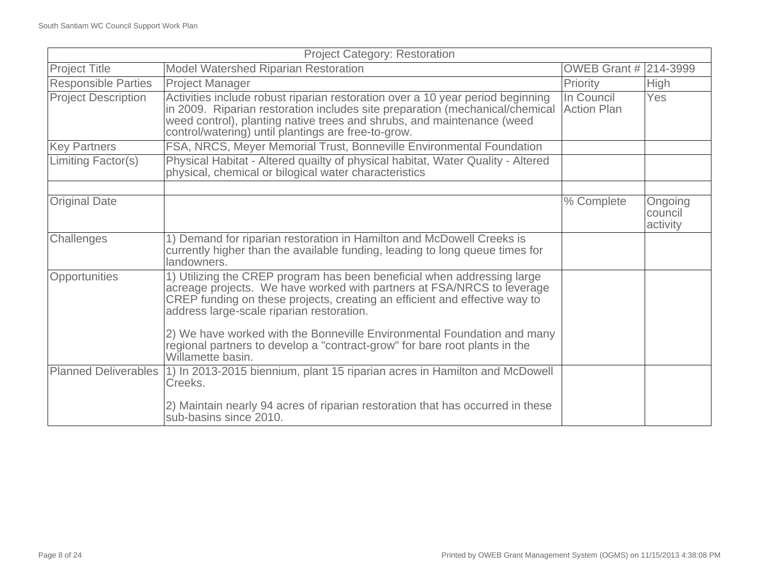| Project Category: Restoration | | | |
|---|---|---|---|
| Project Title | Model Watershed Riparian Restoration | OWEB Grant # | 214-3999 |
| Responsible Parties | Project Manager | Priority | High |
| Project Description | Activities include robust riparian restoration over a 10 year period beginning in 2009. Riparian restoration includes site preparation (mechanical/chemical weed control), planting native trees and shrubs, and maintenance (weed control/watering) until plantings are free-to-grow. | In Council Action Plan | Yes |
| Key Partners | FSA, NRCS, Meyer Memorial Trust, Bonneville Environmental Foundation | | |
| Limiting Factor(s) | Physical Habitat - Altered quailty of physical habitat, Water Quality - Altered physical, chemical or bilogical water characteristics | | |
| | | | |
| Original Date | | % Complete | Ongoing council activity |
| Challenges | 1) Demand for riparian restoration in Hamilton and McDowell Creeks is currently higher than the available funding, leading to long queue times for landowners. | | |
| Opportunities | 1) Utilizing the CREP program has been beneficial when addressing large acreage projects. We have worked with partners at FSA/NRCS to leverage CREP funding on these projects, creating an efficient and effective way to address large-scale riparian restoration.<br><br>2) We have worked with the Bonneville Environmental Foundation and many regional partners to develop a "contract-grow" for bare root plants in the Willamette basin. | | |
| Planned Deliverables | 1) In 2013-2015 biennium, plant 15 riparian acres in Hamilton and McDowell Creeks.<br><br>2) Maintain nearly 94 acres of riparian restoration that has occurred in these sub-basins since 2010. | | |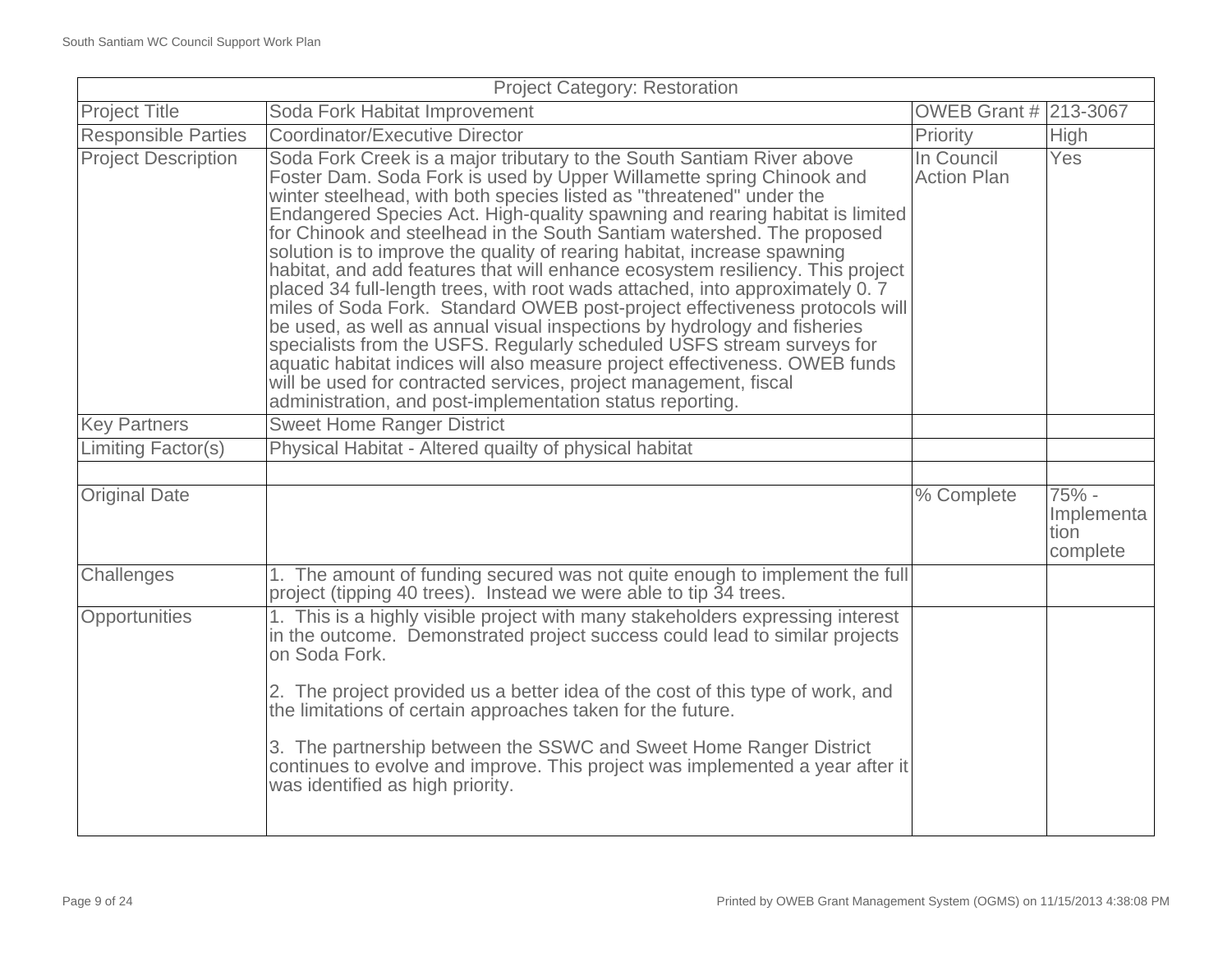| Project Category: Restoration | | | |
|---|---|---|---|
| Project Title | Soda Fork Habitat Improvement | OWEB Grant # | 213-3067 |
| Responsible Parties | Coordinator/Executive Director | Priority | High |
| Project Description | Soda Fork Creek is a major tributary to the South Santiam River above Foster Dam. Soda Fork is used by Upper Willamette spring Chinook and winter steelhead, with both species listed as "threatened" under the Endangered Species Act. High-quality spawning and rearing habitat is limited for Chinook and steelhead in the South Santiam watershed. The proposed solution is to improve the quality of rearing habitat, increase spawning habitat, and add features that will enhance ecosystem resiliency. This project placed 34 full-length trees, with root wads attached, into approximately 0. 7 miles of Soda Fork. Standard OWEB post-project effectiveness protocols will be used, as well as annual visual inspections by hydrology and fisheries specialists from the USFS. Regularly scheduled USFS stream surveys for aquatic habitat indices will also measure project effectiveness. OWEB funds will be used for contracted services, project management, fiscal administration, and post-implementation status reporting. | In Council Action Plan | Yes |
| Key Partners | Sweet Home Ranger District | | |
| Limiting Factor(s) | Physical Habitat - Altered quailty of physical habitat | | |
| | | | |
| Original Date | | % Complete | 75% - Implementation complete |
| Challenges | 1. The amount of funding secured was not quite enough to implement the full project (tipping 40 trees). Instead we were able to tip 34 trees. | | |
| Opportunities | 1. This is a highly visible project with many stakeholders expressing interest in the outcome. Demonstrated project success could lead to similar projects on Soda Fork.<br><br>2. The project provided us a better idea of the cost of this type of work, and the limitations of certain approaches taken for the future.<br><br>3. The partnership between the SSWC and Sweet Home Ranger District continues to evolve and improve. This project was implemented a year after it was identified as high priority. | | |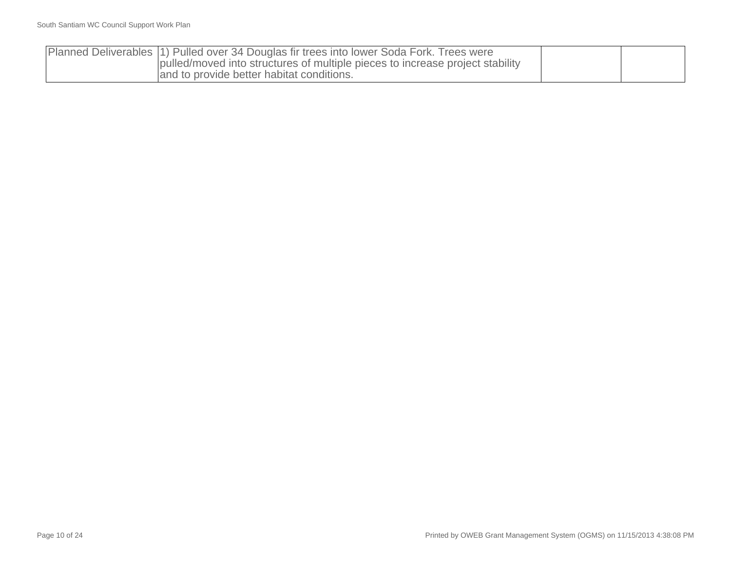| Planned Deliverables | 1) Pulled over 34 Douglas fir trees into lower Soda Fork. Trees were pulled/moved into structures of multiple pieces to increase project stability and to provide better habitat conditions. | | |
|---|---|---|---|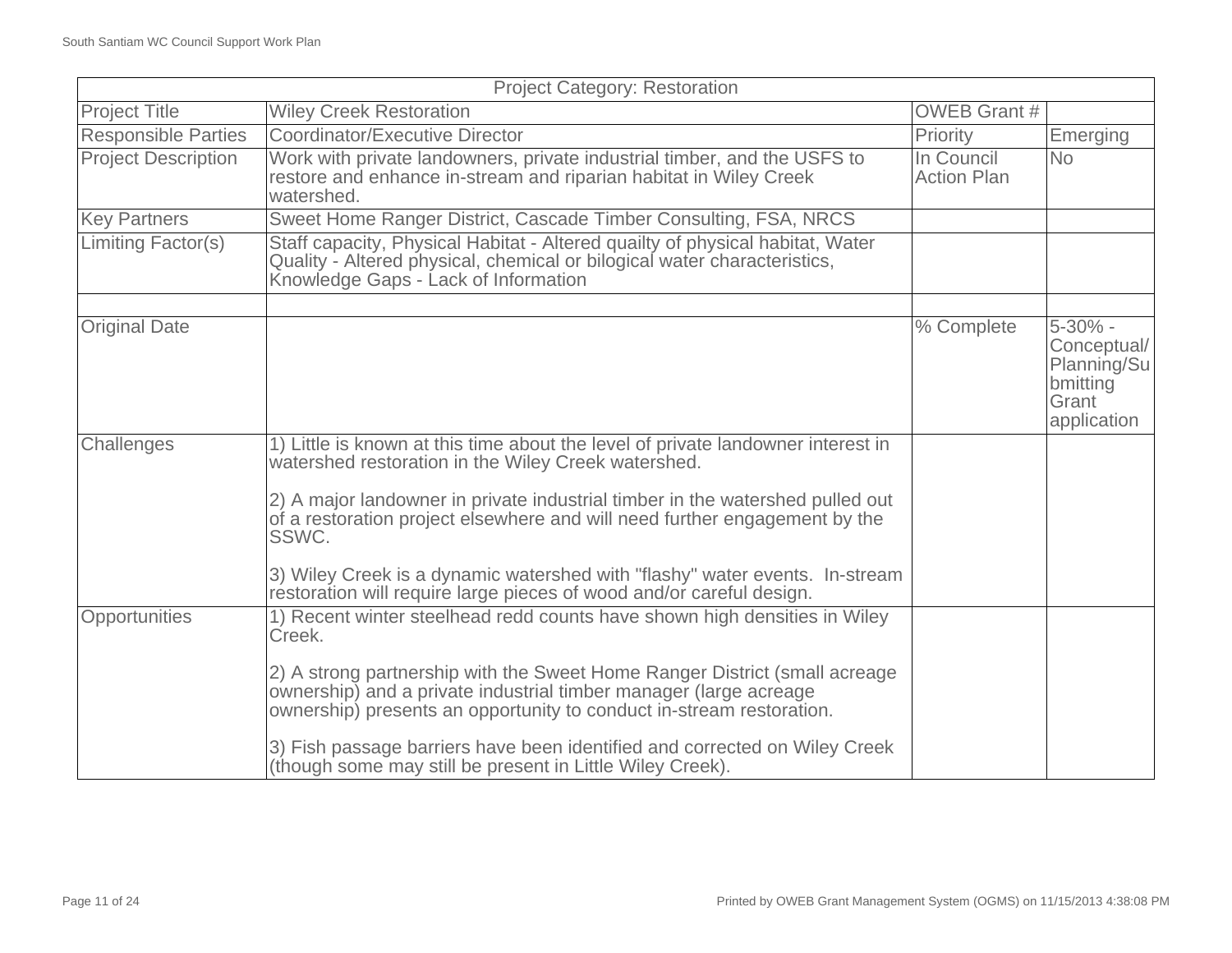| Project Category: Restoration | | | |
|---|---|---|---|
| Project Title | Wiley Creek Restoration | OWEB Grant # | |
| Responsible Parties | Coordinator/Executive Director | Priority | Emerging |
| Project Description | Work with private landowners, private industrial timber, and the USFS to restore and enhance in-stream and riparian habitat in Wiley Creek watershed. | In Council Action Plan | No |
| Key Partners | Sweet Home Ranger District, Cascade Timber Consulting, FSA, NRCS | | |
| Limiting Factor(s) | Staff capacity, Physical Habitat - Altered quailty of physical habitat, Water Quality - Altered physical, chemical or bilogical water characteristics, Knowledge Gaps - Lack of Information | | |
| | | | |
| Original Date | | % Complete | 5-30% - Conceptual/ Planning/Submitting Grant application |
| Challenges | 1) Little is known at this time about the level of private landowner interest in watershed restoration in the Wiley Creek watershed.<br><br>2) A major landowner in private industrial timber in the watershed pulled out of a restoration project elsewhere and will need further engagement by the SSWC.<br><br>3) Wiley Creek is a dynamic watershed with "flashy" water events. In-stream restoration will require large pieces of wood and/or careful design. | | |
| Opportunities | 1) Recent winter steelhead redd counts have shown high densities in Wiley Creek.<br><br>2) A strong partnership with the Sweet Home Ranger District (small acreage ownership) and a private industrial timber manager (large acreage ownership) presents an opportunity to conduct in-stream restoration.<br><br>3) Fish passage barriers have been identified and corrected on Wiley Creek (though some may still be present in Little Wiley Creek). | | |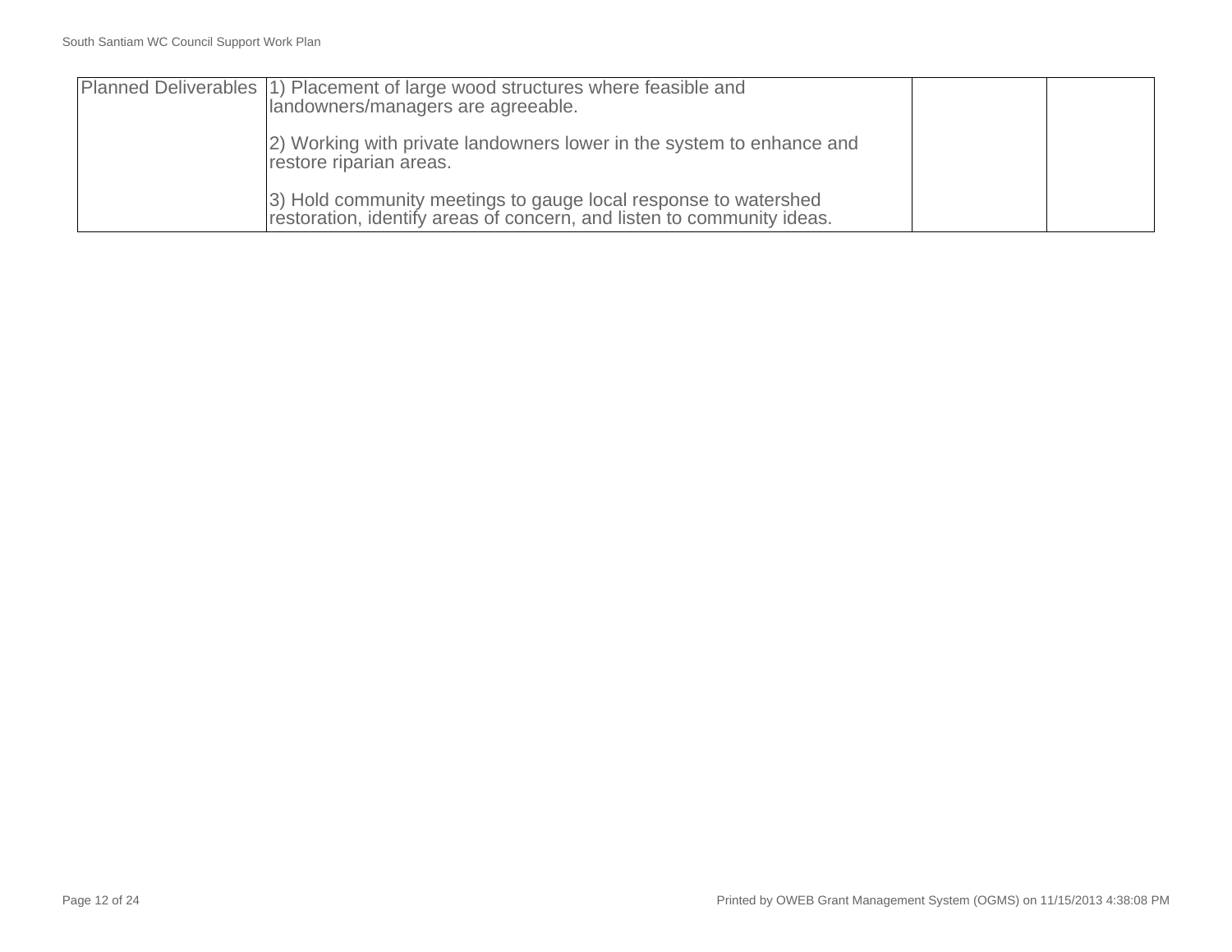| Planned Deliverables | 1) Placement of large wood structures where feasible and landowners/managers are agreeable.<br><br>2) Working with private landowners lower in the system to enhance and restore riparian areas.<br><br>3) Hold community meetings to gauge local response to watershed restoration, identify areas of concern, and listen to community ideas. | | |
|---|---|---|---|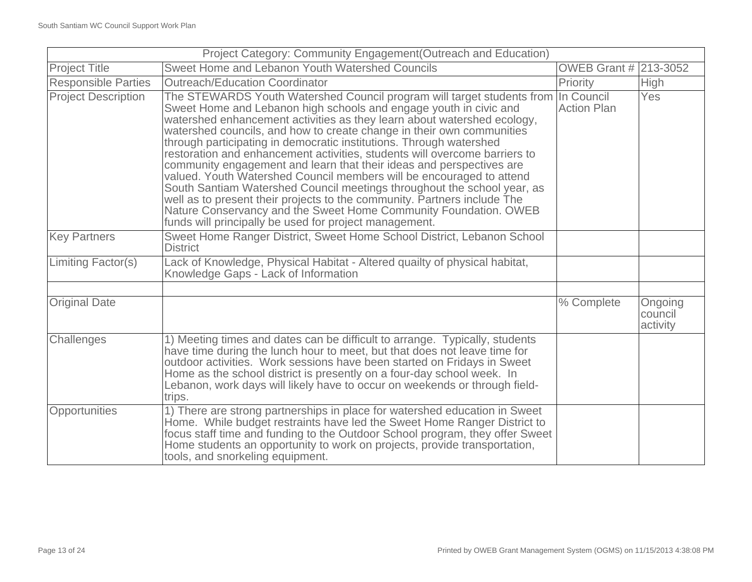| Project Category: Community Engagement(Outreach and Education) | | | |
|---|---|---|---|
| Project Title | Sweet Home and Lebanon Youth Watershed Councils | OWEB Grant # | 213-3052 |
| Responsible Parties | Outreach/Education Coordinator | Priority | High |
| Project Description | The STEWARDS Youth Watershed Council program will target students from Sweet Home and Lebanon high schools and engage youth in civic and watershed enhancement activities as they learn about watershed ecology, watershed councils, and how to create change in their own communities through participating in democratic institutions. Through watershed restoration and enhancement activities, students will overcome barriers to community engagement and learn that their ideas and perspectives are valued. Youth Watershed Council members will be encouraged to attend South Santiam Watershed Council meetings throughout the school year, as well as to present their projects to the community. Partners include The Nature Conservancy and the Sweet Home Community Foundation. OWEB funds will principally be used for project management. | In Council Action Plan | Yes |
| Key Partners | Sweet Home Ranger District, Sweet Home School District, Lebanon School District | | |
| Limiting Factor(s) | Lack of Knowledge, Physical Habitat - Altered quailty of physical habitat, Knowledge Gaps - Lack of Information | | |
| | | | |
| Original Date | | % Complete | Ongoing council activity |
| Challenges | 1) Meeting times and dates can be difficult to arrange. Typically, students have time during the lunch hour to meet, but that does not leave time for outdoor activities. Work sessions have been started on Fridays in Sweet Home as the school district is presently on a four-day school week. In Lebanon, work days will likely have to occur on weekends or through field-trips. | | |
| Opportunities | 1) There are strong partnerships in place for watershed education in Sweet Home. While budget restraints have led the Sweet Home Ranger District to focus staff time and funding to the Outdoor School program, they offer Sweet Home students an opportunity to work on projects, provide transportation, tools, and snorkeling equipment. | | |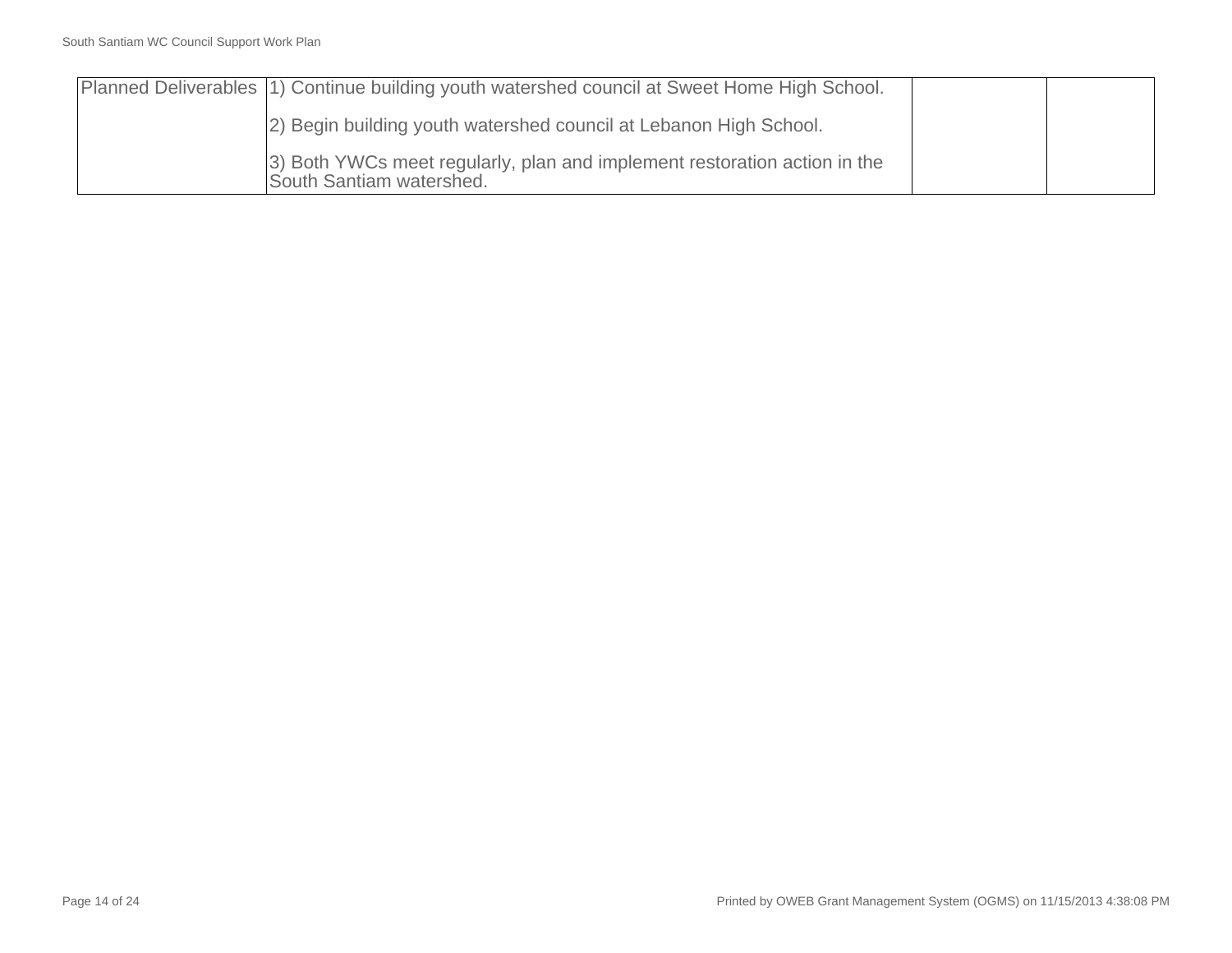| Planned Deliverables | 1) Continue building youth watershed council at Sweet Home High School.<br><br>2) Begin building youth watershed council at Lebanon High School.<br><br>3) Both YWCs meet regularly, plan and implement restoration action in the South Santiam watershed. | | |
|---|---|---|---|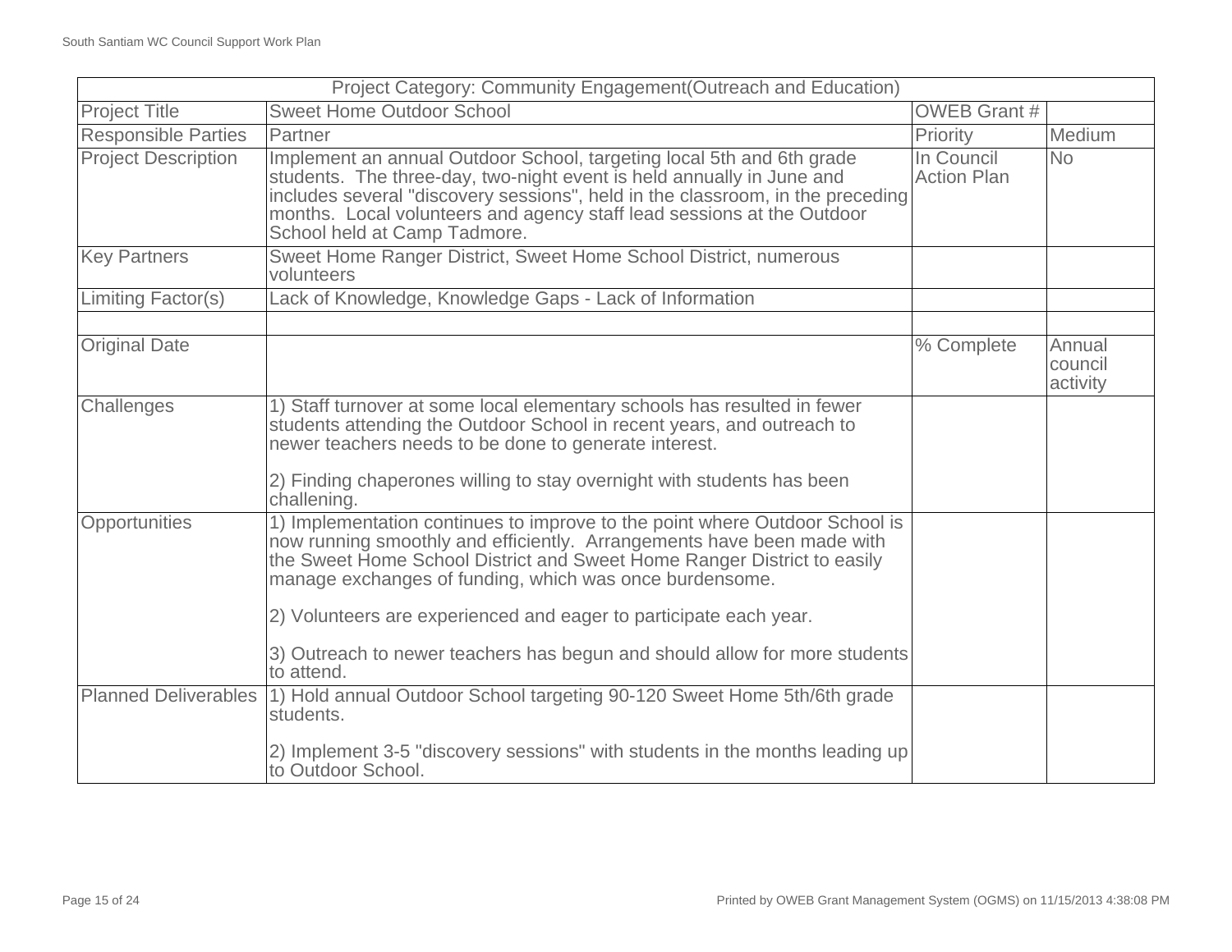| Project Category: Community Engagement(Outreach and Education) | | | |
|---|---|---|---|
| Project Title | Sweet Home Outdoor School | OWEB Grant # | |
| Responsible Parties | Partner | Priority | Medium |
| Project Description | Implement an annual Outdoor School, targeting local 5th and 6th grade students. The three-day, two-night event is held annually in June and includes several "discovery sessions", held in the classroom, in the preceding months. Local volunteers and agency staff lead sessions at the Outdoor School held at Camp Tadmore. | In Council Action Plan | No |
| Key Partners | Sweet Home Ranger District, Sweet Home School District, numerous volunteers | | |
| Limiting Factor(s) | Lack of Knowledge, Knowledge Gaps - Lack of Information | | |
| | | | |
| Original Date | | % Complete | Annual council activity |
| Challenges | 1) Staff turnover at some local elementary schools has resulted in fewer students attending the Outdoor School in recent years, and outreach to newer teachers needs to be done to generate interest.<br><br>2) Finding chaperones willing to stay overnight with students has been challening. | | |
| Opportunities | 1) Implementation continues to improve to the point where Outdoor School is now running smoothly and efficiently. Arrangements have been made with the Sweet Home School District and Sweet Home Ranger District to easily manage exchanges of funding, which was once burdensome.<br><br>2) Volunteers are experienced and eager to participate each year.<br><br>3) Outreach to newer teachers has begun and should allow for more students to attend. | | |
| Planned Deliverables | 1) Hold annual Outdoor School targeting 90-120 Sweet Home 5th/6th grade students.<br><br>2) Implement 3-5 "discovery sessions" with students in the months leading up to Outdoor School. | | |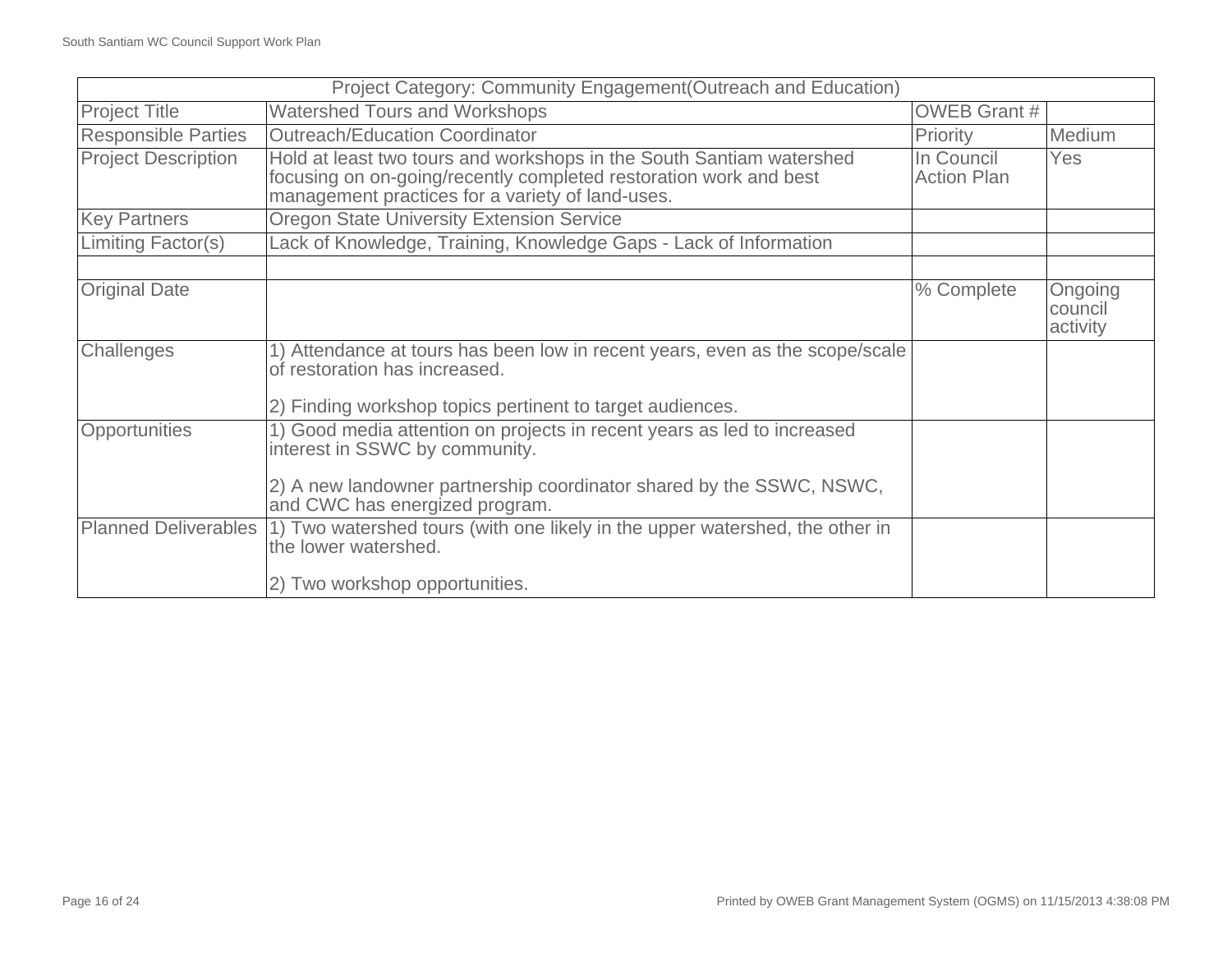| Project Category: Community Engagement(Outreach and Education) | | | |
|---|---|---|---|
| Project Title | Watershed Tours and Workshops | OWEB Grant # | |
| Responsible Parties | Outreach/Education Coordinator | Priority | Medium |
| Project Description | Hold at least two tours and workshops in the South Santiam watershed focusing on on-going/recently completed restoration work and best management practices for a variety of land-uses. | In Council Action Plan | Yes |
| Key Partners | Oregon State University Extension Service | | |
| Limiting Factor(s) | Lack of Knowledge, Training, Knowledge Gaps - Lack of Information | | |
| | | | |
| Original Date | | % Complete | Ongoing council activity |
| Challenges | 1) Attendance at tours has been low in recent years, even as the scope/scale of restoration has increased.<br><br>2) Finding workshop topics pertinent to target audiences. | | |
| Opportunities | 1) Good media attention on projects in recent years as led to increased interest in SSWC by community.<br><br>2) A new landowner partnership coordinator shared by the SSWC, NSWC, and CWC has energized program. | | |
| Planned Deliverables | 1) Two watershed tours (with one likely in the upper watershed, the other in the lower watershed.<br><br>2) Two workshop opportunities. | | |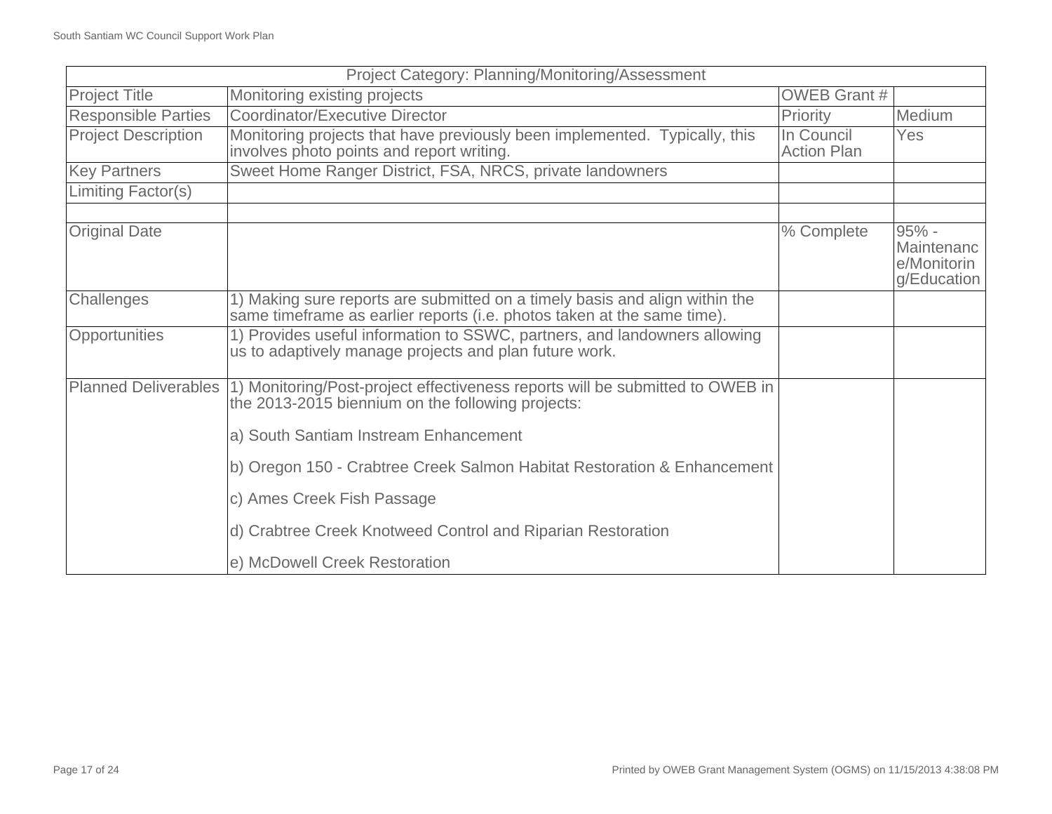| Project Category: Planning/Monitoring/Assessment | | | |
|---|---|---|---|
| Project Title | Monitoring existing projects | OWEB Grant # | |
| Responsible Parties | Coordinator/Executive Director | Priority | Medium |
| Project Description | Monitoring projects that have previously been implemented. Typically, this involves photo points and report writing. | In Council Action Plan | Yes |
| Key Partners | Sweet Home Ranger District, FSA, NRCS, private landowners | | |
| Limiting Factor(s) | | | |
| | | | |
| Original Date | | % Complete | 95% - Maintenance/Monitoring/Education |
| Challenges | 1) Making sure reports are submitted on a timely basis and align within the same timeframe as earlier reports (i.e. photos taken at the same time). | | |
| Opportunities | 1) Provides useful information to SSWC, partners, and landowners allowing us to adaptively manage projects and plan future work. | | |
| Planned Deliverables | 1) Monitoring/Post-project effectiveness reports will be submitted to OWEB in the 2013-2015 biennium on the following projects:<br><br>a) South Santiam Instream Enhancement<br><br>b) Oregon 150 - Crabtree Creek Salmon Habitat Restoration & Enhancement<br><br>c) Ames Creek Fish Passage<br><br>d) Crabtree Creek Knotweed Control and Riparian Restoration<br><br>e) McDowell Creek Restoration | | |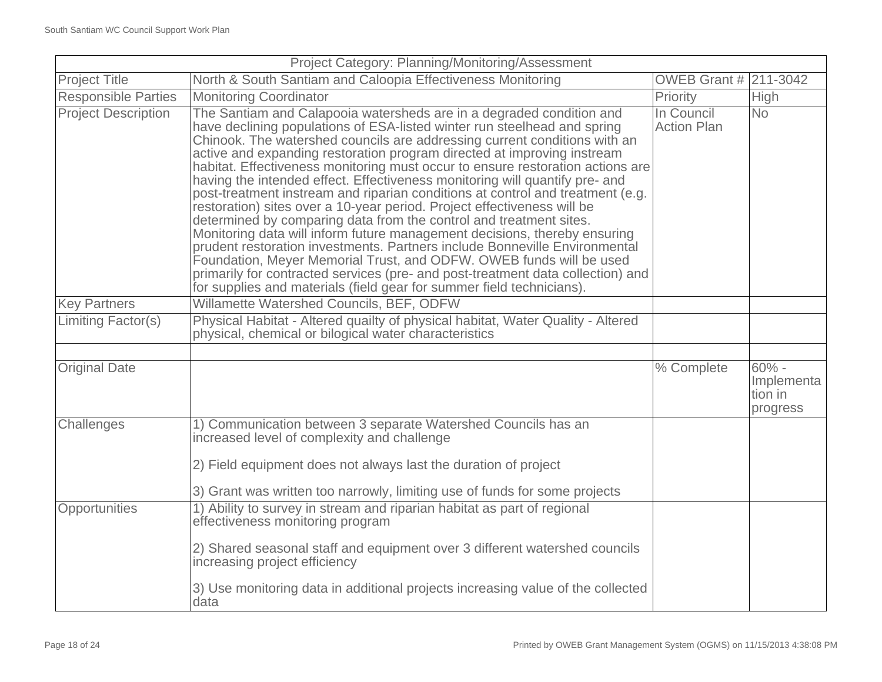| Project Category: Planning/Monitoring/Assessment | | | |
|---|---|---|---|
| Project Title | North & South Santiam and Caloopia Effectiveness Monitoring | OWEB Grant # | 211-3042 |
| Responsible Parties | Monitoring Coordinator | Priority | High |
| Project Description | The Santiam and Calapooia watersheds are in a degraded condition and have declining populations of ESA-listed winter run steelhead and spring Chinook. The watershed councils are addressing current conditions with an active and expanding restoration program directed at improving instream habitat. Effectiveness monitoring must occur to ensure restoration actions are having the intended effect. Effectiveness monitoring will quantify pre- and post-treatment instream and riparian conditions at control and treatment (e.g. restoration) sites over a 10-year period. Project effectiveness will be determined by comparing data from the control and treatment sites. Monitoring data will inform future management decisions, thereby ensuring prudent restoration investments. Partners include Bonneville Environmental Foundation, Meyer Memorial Trust, and ODFW. OWEB funds will be used primarily for contracted services (pre- and post-treatment data collection) and for supplies and materials (field gear for summer field technicians). | In Council Action Plan | No |
| Key Partners | Willamette Watershed Councils, BEF, ODFW | | |
| Limiting Factor(s) | Physical Habitat - Altered quailty of physical habitat, Water Quality - Altered physical, chemical or bilogical water characteristics | | |
| | | | |
| Original Date | | % Complete | 60% - Implementation in progress |
| Challenges | 1) Communication between 3 separate Watershed Councils has an increased level of complexity and challenge<br><br>2) Field equipment does not always last the duration of project<br><br>3) Grant was written too narrowly, limiting use of funds for some projects | | |
| Opportunities | 1) Ability to survey in stream and riparian habitat as part of regional effectiveness monitoring program<br><br>2) Shared seasonal staff and equipment over 3 different watershed councils increasing project efficiency<br><br>3) Use monitoring data in additional projects increasing value of the collected data | | |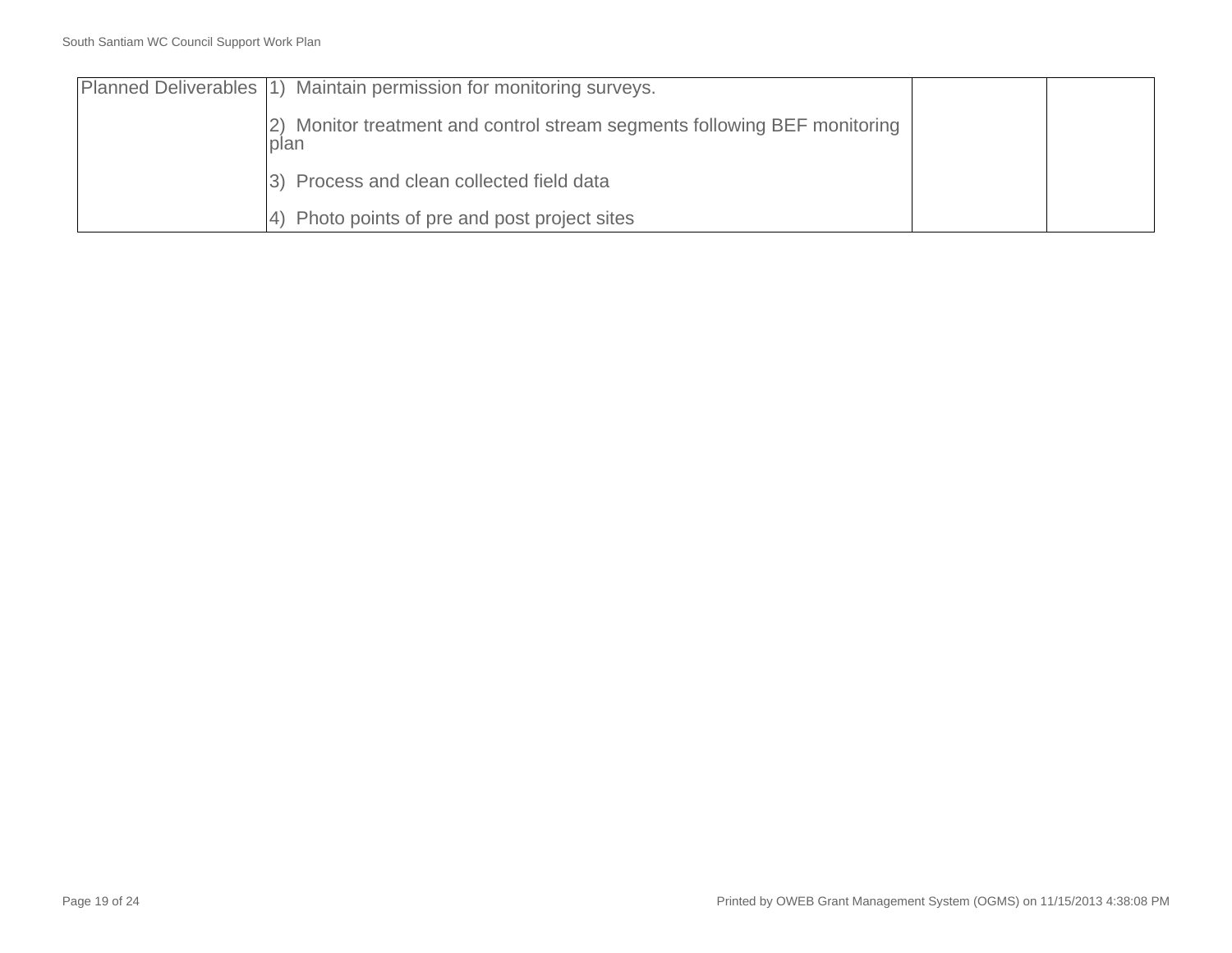| Planned Deliverables | 1) Maintain permission for monitoring surveys.<br><br>2) Monitor treatment and control stream segments following BEF monitoring plan<br><br>3) Process and clean collected field data<br><br>4) Photo points of pre and post project sites | | |
|---|---|---|---|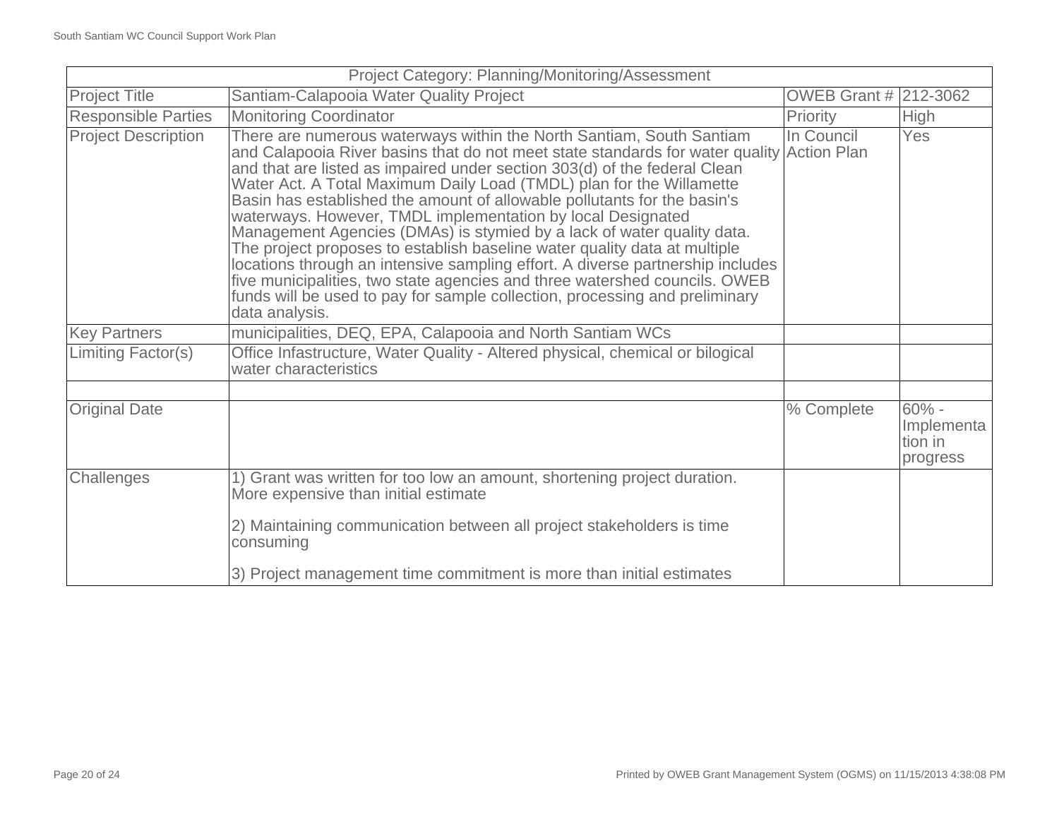| Project Category: Planning/Monitoring/Assessment | | | |
|---|---|---|---|
| Project Title | Santiam-Calapooia Water Quality Project | OWEB Grant # | 212-3062 |
| Responsible Parties | Monitoring Coordinator | Priority | High |
| Project Description | There are numerous waterways within the North Santiam, South Santiam and Calapooia River basins that do not meet state standards for water quality and that are listed as impaired under section 303(d) of the federal Clean Water Act. A Total Maximum Daily Load (TMDL) plan for the Willamette Basin has established the amount of allowable pollutants for the basin's waterways. However, TMDL implementation by local Designated Management Agencies (DMAs) is stymied by a lack of water quality data. The project proposes to establish baseline water quality data at multiple locations through an intensive sampling effort. A diverse partnership includes five municipalities, two state agencies and three watershed councils. OWEB funds will be used to pay for sample collection, processing and preliminary data analysis. | In Council Action Plan | Yes |
| Key Partners | municipalities, DEQ, EPA, Calapooia and North Santiam WCs | | |
| Limiting Factor(s) | Office Infastructure, Water Quality - Altered physical, chemical or bilogical water characteristics | | |
| | | | |
| Original Date | | % Complete | 60% - Implementation in progress |
| Challenges | 1) Grant was written for too low an amount, shortening project duration. More expensive than initial estimate<br><br>2) Maintaining communication between all project stakeholders is time consuming<br><br>3) Project management time commitment is more than initial estimates | | |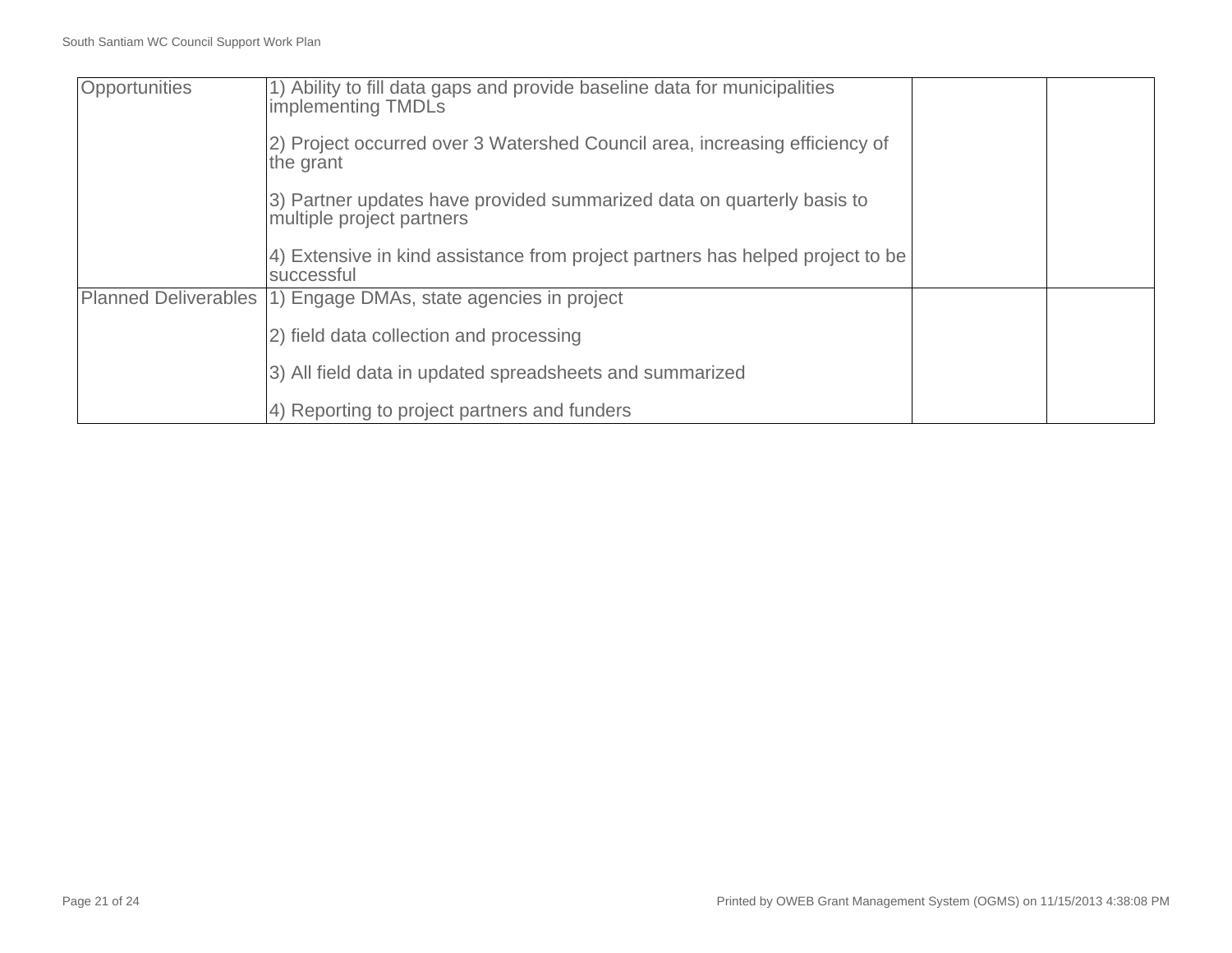| | | | |
|---|---|---|---|
| Opportunities | 1) Ability to fill data gaps and provide baseline data for municipalities implementing TMDLs<br><br>2) Project occurred over 3 Watershed Council area, increasing efficiency of the grant<br><br>3) Partner updates have provided summarized data on quarterly basis to multiple project partners<br><br>4) Extensive in kind assistance from project partners has helped project to be successful | | |
| Planned Deliverables | 1) Engage DMAs, state agencies in project<br><br>2) field data collection and processing<br><br>3) All field data in updated spreadsheets and summarized<br><br>4) Reporting to project partners and funders | | |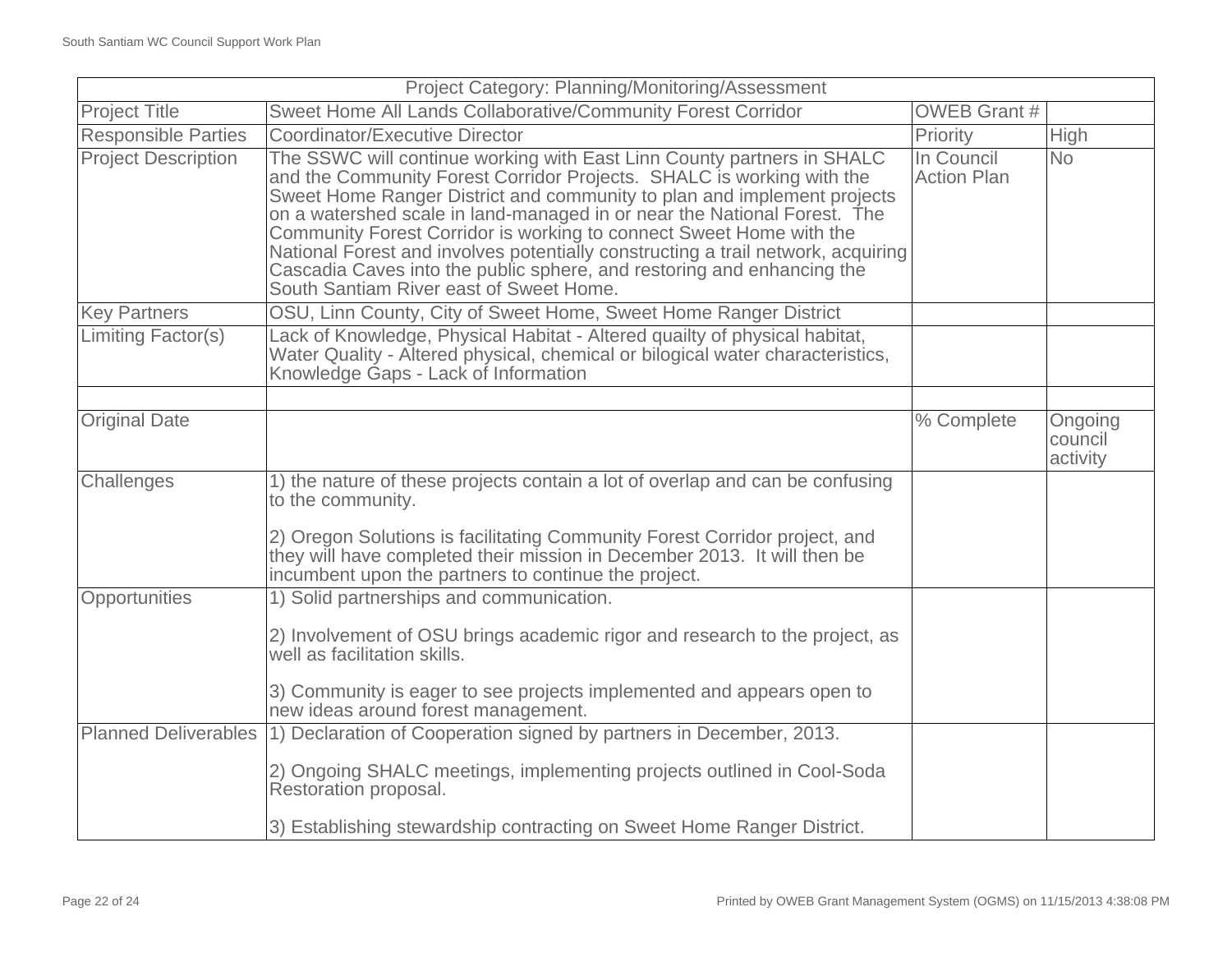| Project Category: Planning/Monitoring/Assessment | | | |
|---|---|---|---|
| Project Title | Sweet Home All Lands Collaborative/Community Forest Corridor | OWEB Grant # | |
| Responsible Parties | Coordinator/Executive Director | Priority | High |
| Project Description | The SSWC will continue working with East Linn County partners in SHALC and the Community Forest Corridor Projects. SHALC is working with the Sweet Home Ranger District and community to plan and implement projects on a watershed scale in land-managed in or near the National Forest. The Community Forest Corridor is working to connect Sweet Home with the National Forest and involves potentially constructing a trail network, acquiring Cascadia Caves into the public sphere, and restoring and enhancing the South Santiam River east of Sweet Home. | In Council Action Plan | No |
| Key Partners | OSU, Linn County, City of Sweet Home, Sweet Home Ranger District | | |
| Limiting Factor(s) | Lack of Knowledge, Physical Habitat - Altered quailty of physical habitat, Water Quality - Altered physical, chemical or bilogical water characteristics, Knowledge Gaps - Lack of Information | | |
| | | | |
| Original Date | | % Complete | Ongoing council activity |
| Challenges | 1) the nature of these projects contain a lot of overlap and can be confusing to the community.<br><br>2) Oregon Solutions is facilitating Community Forest Corridor project, and they will have completed their mission in December 2013. It will then be incumbent upon the partners to continue the project. | | |
| Opportunities | 1) Solid partnerships and communication.<br><br>2) Involvement of OSU brings academic rigor and research to the project, as well as facilitation skills.<br><br>3) Community is eager to see projects implemented and appears open to new ideas around forest management. | | |
| Planned Deliverables | 1) Declaration of Cooperation signed by partners in December, 2013.<br><br>2) Ongoing SHALC meetings, implementing projects outlined in Cool-Soda Restoration proposal.<br><br>3) Establishing stewardship contracting on Sweet Home Ranger District. | | |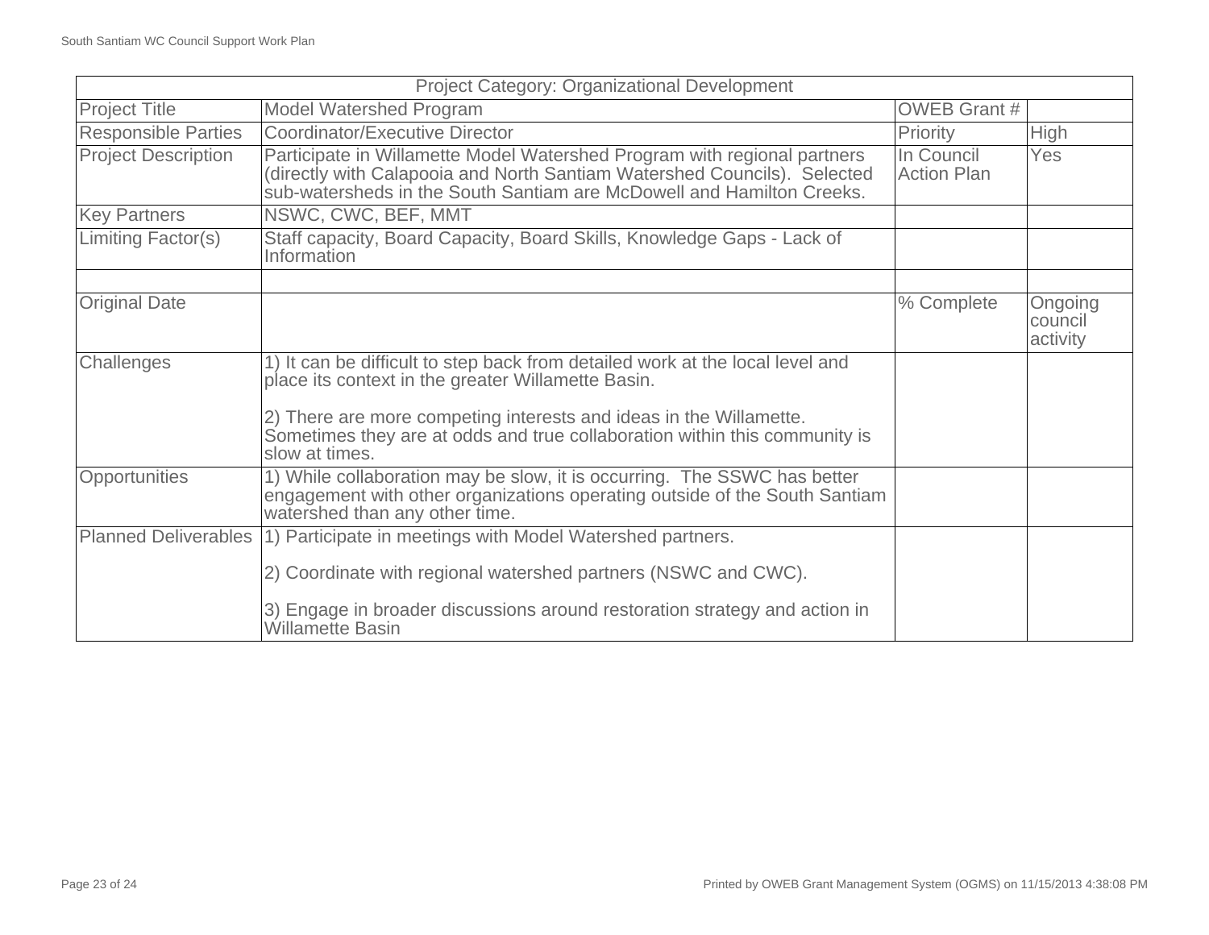| Project Category: Organizational Development | | | |
|---|---|---|---|
| Project Title | Model Watershed Program | OWEB Grant # | |
| Responsible Parties | Coordinator/Executive Director | Priority | High |
| Project Description | Participate in Willamette Model Watershed Program with regional partners (directly with Calapooia and North Santiam Watershed Councils). Selected sub-watersheds in the South Santiam are McDowell and Hamilton Creeks. | In Council Action Plan | Yes |
| Key Partners | NSWC, CWC, BEF, MMT | | |
| Limiting Factor(s) | Staff capacity, Board Capacity, Board Skills, Knowledge Gaps - Lack of Information | | |
| | | | |
| Original Date | | % Complete | Ongoing council activity |
| Challenges | 1) It can be difficult to step back from detailed work at the local level and place its context in the greater Willamette Basin.<br><br>2) There are more competing interests and ideas in the Willamette. Sometimes they are at odds and true collaboration within this community is slow at times. | | |
| Opportunities | 1) While collaboration may be slow, it is occurring. The SSWC has better engagement with other organizations operating outside of the South Santiam watershed than any other time. | | |
| Planned Deliverables | 1) Participate in meetings with Model Watershed partners.<br><br>2) Coordinate with regional watershed partners (NSWC and CWC).<br><br>3) Engage in broader discussions around restoration strategy and action in Willamette Basin | | |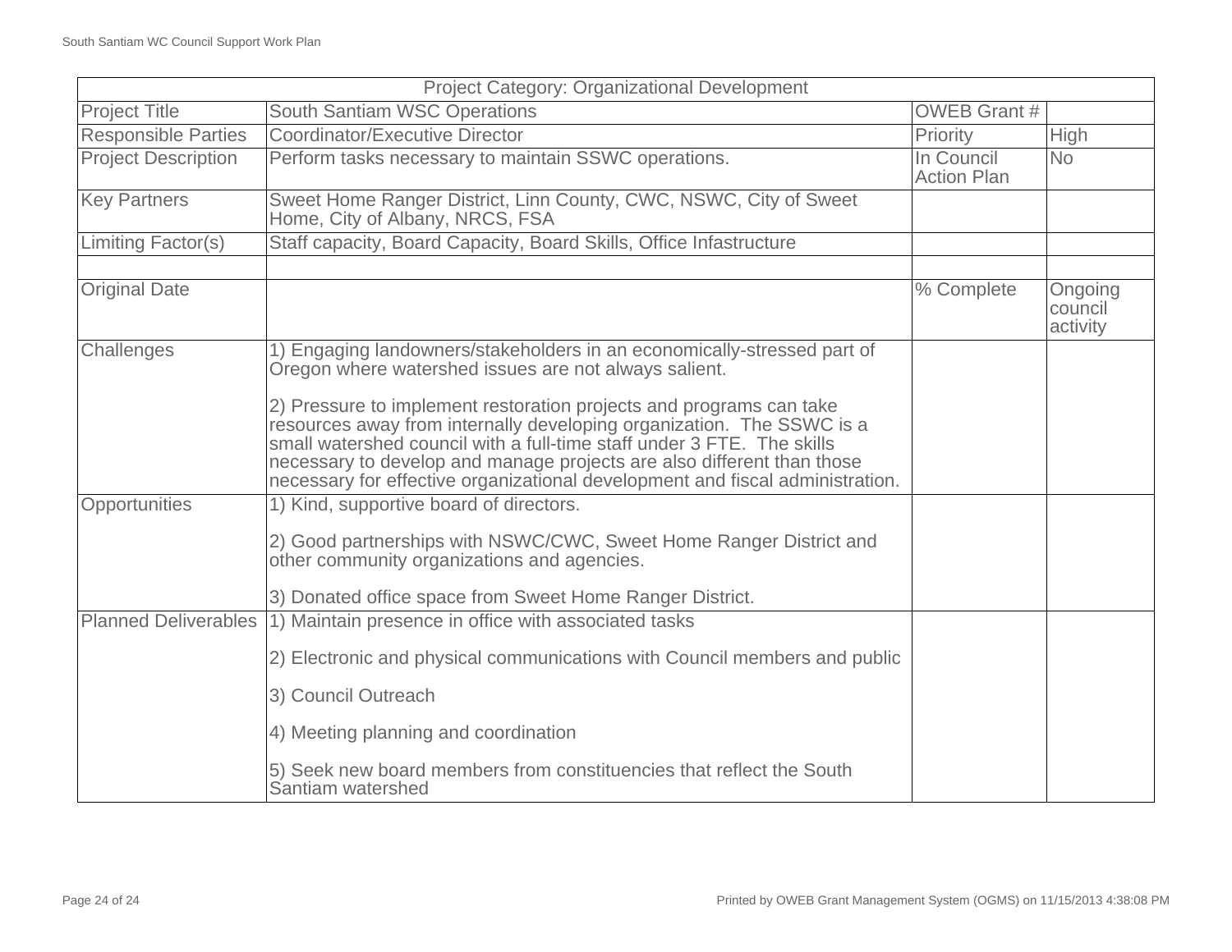| Project Category: Organizational Development | | | |
|---|---|---|---|
| Project Title | South Santiam WSC Operations | OWEB Grant # | |
| Responsible Parties | Coordinator/Executive Director | Priority | High |
| Project Description | Perform tasks necessary to maintain SSWC operations. | In Council Action Plan | No |
| Key Partners | Sweet Home Ranger District, Linn County, CWC, NSWC, City of Sweet Home, City of Albany, NRCS, FSA | | |
| Limiting Factor(s) | Staff capacity, Board Capacity, Board Skills, Office Infastructure | | |
| | | | |
| Original Date | | % Complete | Ongoing council activity |
| Challenges | 1) Engaging landowners/stakeholders in an economically-stressed part of Oregon where watershed issues are not always salient.<br><br>2) Pressure to implement restoration projects and programs can take resources away from internally developing organization. The SSWC is a small watershed council with a full-time staff under 3 FTE. The skills necessary to develop and manage projects are also different than those necessary for effective organizational development and fiscal administration. | | |
| Opportunities | 1) Kind, supportive board of directors.<br><br>2) Good partnerships with NSWC/CWC, Sweet Home Ranger District and other community organizations and agencies.<br><br>3) Donated office space from Sweet Home Ranger District. | | |
| Planned Deliverables | 1) Maintain presence in office with associated tasks<br><br>2) Electronic and physical communications with Council members and public<br><br>3) Council Outreach<br><br>4) Meeting planning and coordination<br><br>5) Seek new board members from constituencies that reflect the South Santiam watershed | | |